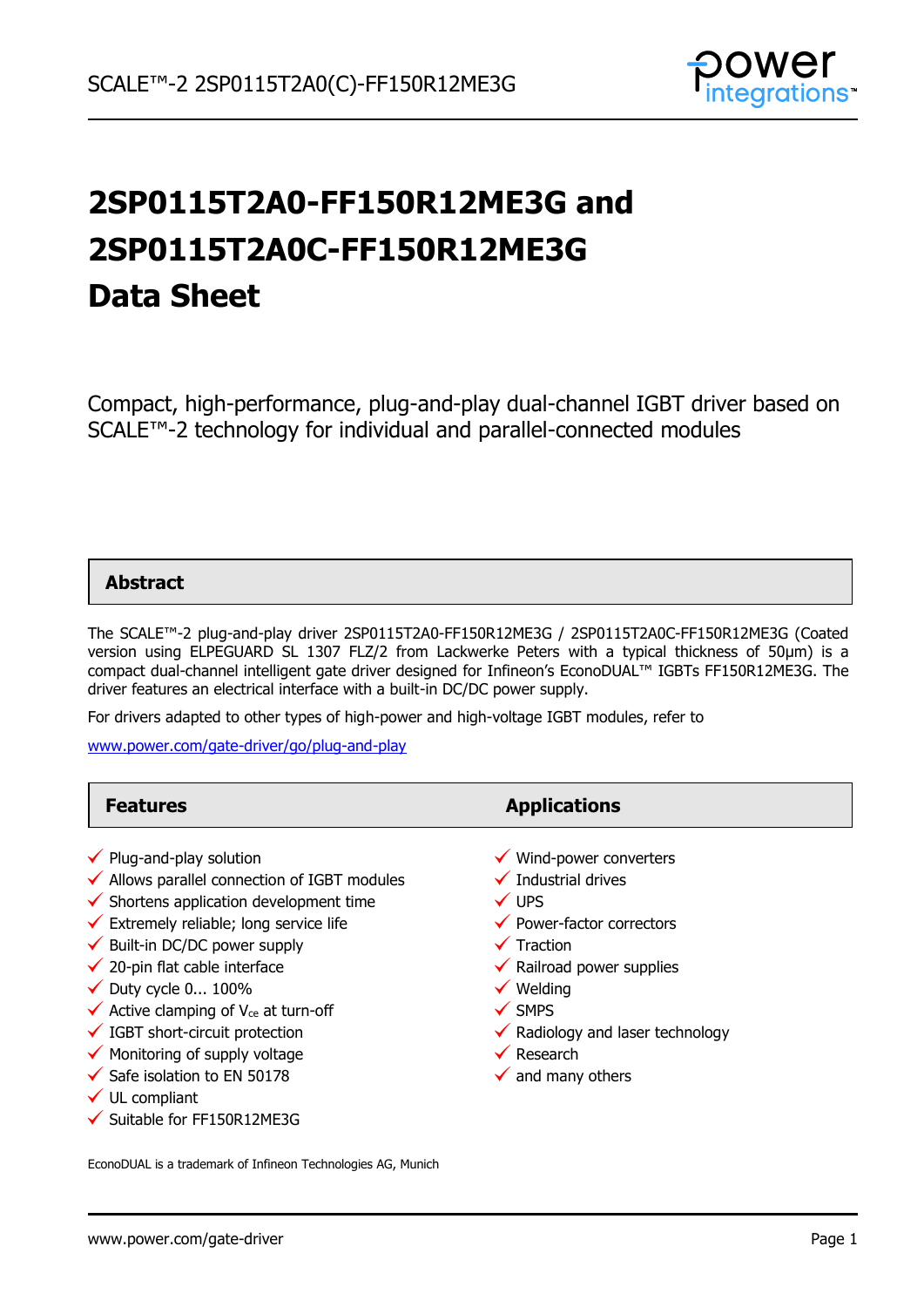# 2SP0115T2A0-FF150R12ME3G and 2SP0115T2A0C-FF150R12ME3G Data Sheet

Compact, high-performance, plug-and-play dual-channel IGBT driver based on SCALE™-2 technology for individual and parallel-connected modules

## Abstract

The SCALE™-2 plug-and-play driver 2SP0115T2A0-FF150R12ME3G / 2SP0115T2A0C-FF150R12ME3G (Coated version using ELPEGUARD SL 1307 FLZ/2 from Lackwerke Peters with a typical thickness of 50μm) is a compact dual-channel intelligent gate driver designed for Infineon's EconoDUAL™ IGBTs FF150R12ME3G. The driver features an electrical interface with a built-in DC/DC power supply.

For drivers adapted to other types of high-power and high-voltage IGBT modules, refer to

www.power.com/gate-driver/go/plug-and-play

## Features

- ✓ Plug-and-play solution
- ✓ Allows parallel connection of IGBT modules
- ✓ Shortens application development time
- ✓ Extremely reliable; long service life
- ✓ Built-in DC/DC power supply
- ✓ 20-pin flat cable interface
- ✓ Duty cycle 0... 100%
- ✓ Active clamping of $V_{ce}$ at turn-off
- ✓ IGBT short-circuit protection
- ✓ Monitoring of supply voltage
- ✓ Safe isolation to EN 50178
- ✓ UL compliant
- ✓ Suitable for FF150R12ME3G

## Applications

- ✓ Wind-power converters
- ✓ Industrial drives
- ✓ UPS
- ✓ Power-factor correctors
- ✓ Traction
- ✓ Railroad power supplies
- ✓ Welding
- ✓ SMPS
- ✓ Radiology and laser technology
- ✓ Research
- ✓ and many others

EconoDUAL is a trademark of Infineon Technologies AG, Munich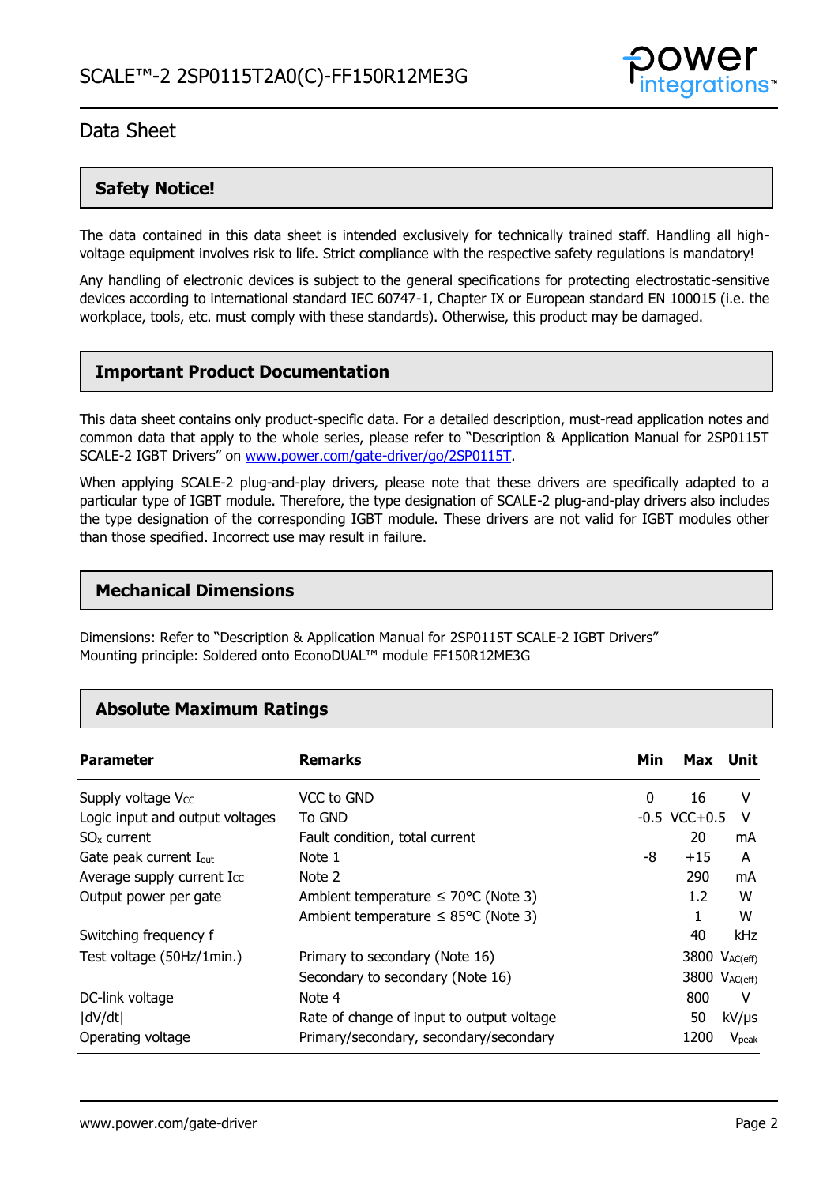## Data Sheet

### Safety Notice!

The data contained in this data sheet is intended exclusively for technically trained staff. Handling all high-voltage equipment involves risk to life. Strict compliance with the respective safety regulations is mandatory!

Any handling of electronic devices is subject to the general specifications for protecting electrostatic-sensitive devices according to international standard IEC 60747-1, Chapter IX or European standard EN 100015 (i.e. the workplace, tools, etc. must comply with these standards). Otherwise, this product may be damaged.

### Important Product Documentation

This data sheet contains only product-specific data. For a detailed description, must-read application notes and common data that apply to the whole series, please refer to "Description & Application Manual for 2SP0115T SCALE-2 IGBT Drivers" on www.power.com/gate-driver/go/2SP0115T.

When applying SCALE-2 plug-and-play drivers, please note that these drivers are specifically adapted to a particular type of IGBT module. Therefore, the type designation of SCALE-2 plug-and-play drivers also includes the type designation of the corresponding IGBT module. These drivers are not valid for IGBT modules other than those specified. Incorrect use may result in failure.

### Mechanical Dimensions

Dimensions: Refer to "Description & Application Manual for 2SP0115T SCALE-2 IGBT Drivers"
Mounting principle: Soldered onto EconoDUAL™ module FF150R12ME3G

### Absolute Maximum Ratings

| Parameter | Remarks | Min | Max | Unit |
|---|---|---|---|---|
| Supply voltage $V_{CC}$ | VCC to GND | 0 | 16 | V |
| Logic input and output voltages | To GND | -0.5 | VCC+0.5 | V |
| $SO_x$ current | Fault condition, total current | | 20 | mA |
| Gate peak current $I_{out}$ | Note 1 | -8 | +15 | A |
| Average supply current $I_{CC}$ | Note 2 | | 290 | mA |
| Output power per gate | Ambient temperature ≤ 70°C (Note 3) | | 1.2 | W |
| | Ambient temperature ≤ 85°C (Note 3) | | 1 | W |
| Switching frequency f | | | 40 | kHz |
| Test voltage (50Hz/1min.) | Primary to secondary (Note 16) | | 3800 | $V_{AC(eff)}$ |
| | Secondary to secondary (Note 16) | | 3800 | $V_{AC(eff)}$ |
| DC-link voltage | Note 4 | | 800 | V |
| \|dV/dt\| | Rate of change of input to output voltage | | 50 | kV/μs |
| Operating voltage | Primary/secondary, secondary/secondary | | 1200 | $V_{peak}$ |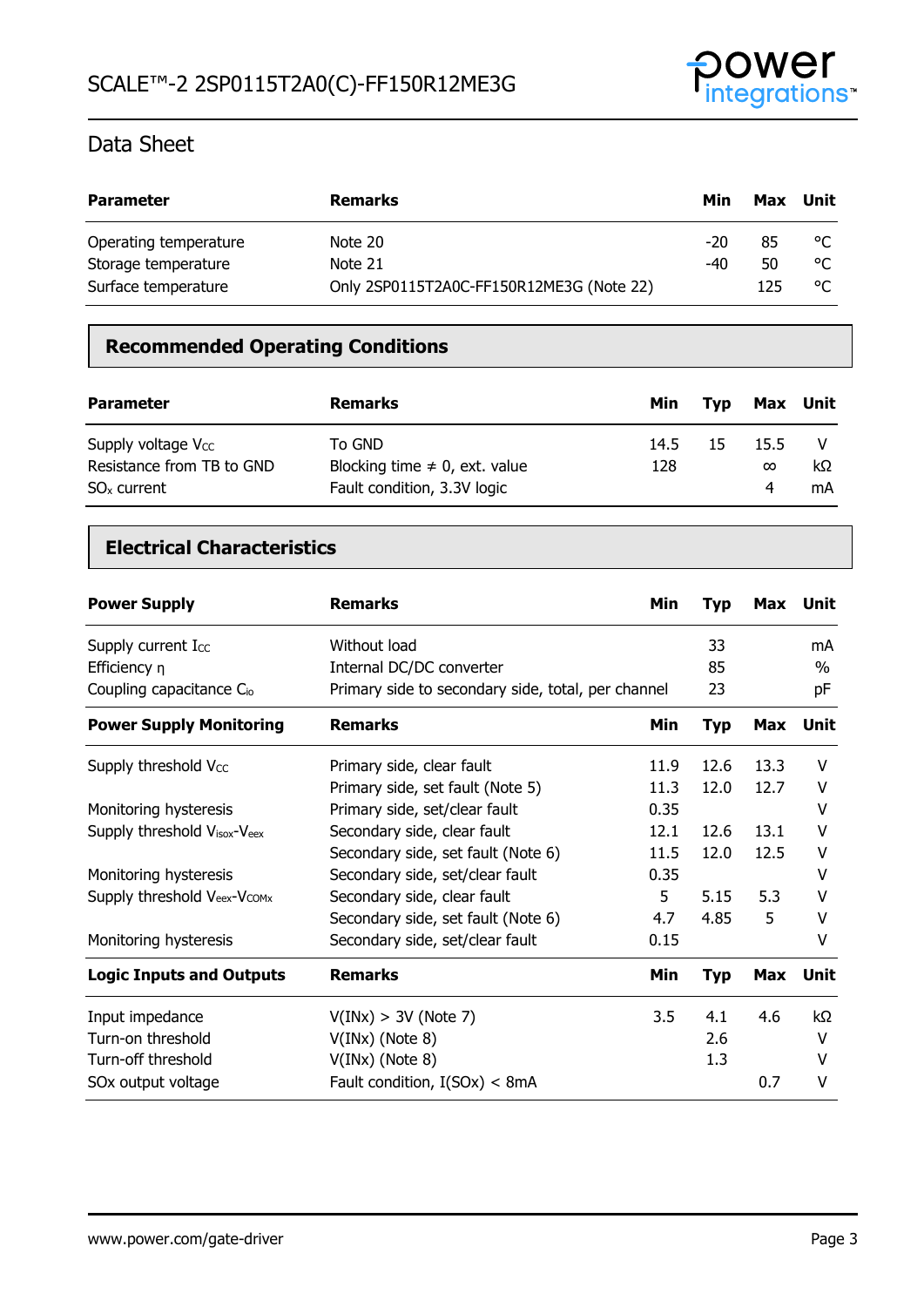| Parameter | Remarks | Min | Max | Unit |
|---|---|---|---|---|
| Operating temperature | Note 20 | -20 | 85 | °C |
| Storage temperature | Note 21 | -40 | 50 | °C |
| Surface temperature | Only 2SP0115T2A0C-FF150R12ME3G (Note 22) | | 125 | °C |

## Recommended Operating Conditions

| Parameter | Remarks | Min | Typ | Max | Unit |
|---|---|---|---|---|---|
| Supply voltage $V_{CC}$ | To GND | 14.5 | 15 | 15.5 | V |
| Resistance from TB to GND | Blocking time ≠ 0, ext. value | 128 | | ∞ | kΩ |
| $SO_x$ current | Fault condition, 3.3V logic | | | 4 | mA |

## Electrical Characteristics

| Power Supply | Remarks | Min | Typ | Max | Unit |
|---|---|---|---|---|---|
| Supply current $I_{CC}$ | Without load | | 33 | | mA |
| Efficiency η | Internal DC/DC converter | | 85 | | % |
| Coupling capacitance $C_{io}$ | Primary side to secondary side, total, per channel | | 23 | | pF |

| Power Supply Monitoring | Remarks | Min | Typ | Max | Unit |
|---|---|---|---|---|---|
| Supply threshold $V_{CC}$ | Primary side, clear fault | 11.9 | 12.6 | 13.3 | V |
| | Primary side, set fault (Note 5) | 11.3 | 12.0 | 12.7 | V |
| Monitoring hysteresis | Primary side, set/clear fault | 0.35 | | | V |
| Supply threshold $V_{isox}$-$V_{eex}$ | Secondary side, clear fault | 12.1 | 12.6 | 13.1 | V |
| | Secondary side, set fault (Note 6) | 11.5 | 12.0 | 12.5 | V |
| Monitoring hysteresis | Secondary side, set/clear fault | 0.35 | | | V |
| Supply threshold $V_{eex}$-$V_{COMx}$ | Secondary side, clear fault | 5 | 5.15 | 5.3 | V |
| | Secondary side, set fault (Note 6) | 4.7 | 4.85 | 5 | V |
| Monitoring hysteresis | Secondary side, set/clear fault | 0.15 | | | V |

| Logic Inputs and Outputs | Remarks | Min | Typ | Max | Unit |
|---|---|---|---|---|---|
| Input impedance | V(INx) > 3V (Note 7) | 3.5 | 4.1 | 4.6 | kΩ |
| Turn-on threshold | V(INx) (Note 8) | | 2.6 | | V |
| Turn-off threshold | V(INx) (Note 8) | | 1.3 | | V |
| SOx output voltage | Fault condition, I(SOx) < 8mA | | | 0.7 | V |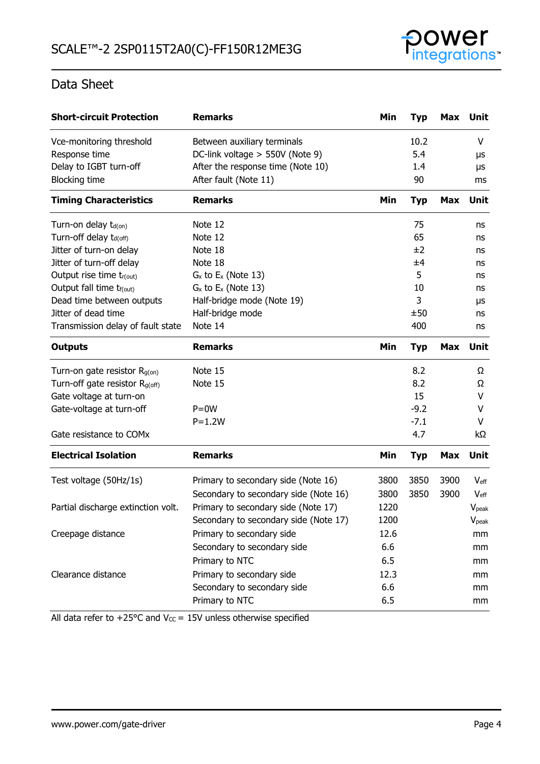## Data Sheet

| Short-circuit Protection | Remarks | Min | Typ | Max | Unit |
|---|---|---|---|---|---|
| Vce-monitoring threshold | Between auxiliary terminals | | 10.2 | | V |
| Response time | DC-link voltage > 550V (Note 9) | | 5.4 | | µs |
| Delay to IGBT turn-off | After the response time (Note 10) | | 1.4 | | µs |
| Blocking time | After fault (Note 11) | | 90 | | ms |
| **Timing Characteristics** | **Remarks** | **Min** | **Typ** | **Max** | **Unit** |
| Turn-on delay $t_{d(on)}$ | Note 12 | | 75 | | ns |
| Turn-off delay $t_{d(off)}$ | Note 12 | | 65 | | ns |
| Jitter of turn-on delay | Note 18 | | ±2 | | ns |
| Jitter of turn-off delay | Note 18 | | ±4 | | ns |
| Output rise time $t_{r(out)}$ | $G_x$ to $E_x$ (Note 13) | | 5 | | ns |
| Output fall time $t_{f(out)}$ | $G_x$ to $E_x$ (Note 13) | | 10 | | ns |
| Dead time between outputs | Half-bridge mode (Note 19) | | 3 | | µs |
| Jitter of dead time | Half-bridge mode | | ±50 | | ns |
| Transmission delay of fault state | Note 14 | | 400 | | ns |
| **Outputs** | **Remarks** | **Min** | **Typ** | **Max** | **Unit** |
| Turn-on gate resistor $R_{g(on)}$ | Note 15 | | 8.2 | | Ω |
| Turn-off gate resistor $R_{g(off)}$ | Note 15 | | 8.2 | | Ω |
| Gate voltage at turn-on | | | 15 | | V |
| Gate-voltage at turn-off | P=0W | | -9.2 | | V |
| | P=1.2W | | -7.1 | | V |
| Gate resistance to COMx | | | 4.7 | | kΩ |
| **Electrical Isolation** | **Remarks** | **Min** | **Typ** | **Max** | **Unit** |
| Test voltage (50Hz/1s) | Primary to secondary side (Note 16) | 3800 | 3850 | 3900 | $V_{eff}$ |
| | Secondary to secondary side (Note 16) | 3800 | 3850 | 3900 | $V_{eff}$ |
| Partial discharge extinction volt. | Primary to secondary side (Note 17) | 1220 | | | $V_{peak}$ |
| | Secondary to secondary side (Note 17) | 1200 | | | $V_{peak}$ |
| Creepage distance | Primary to secondary side | 12.6 | | | mm |
| | Secondary to secondary side | 6.6 | | | mm |
| | Primary to NTC | 6.5 | | | mm |
| Clearance distance | Primary to secondary side | 12.3 | | | mm |
| | Secondary to secondary side | 6.6 | | | mm |
| | Primary to NTC | 6.5 | | | mm |

All data refer to +25°C and $V_{CC}$ = 15V unless otherwise specified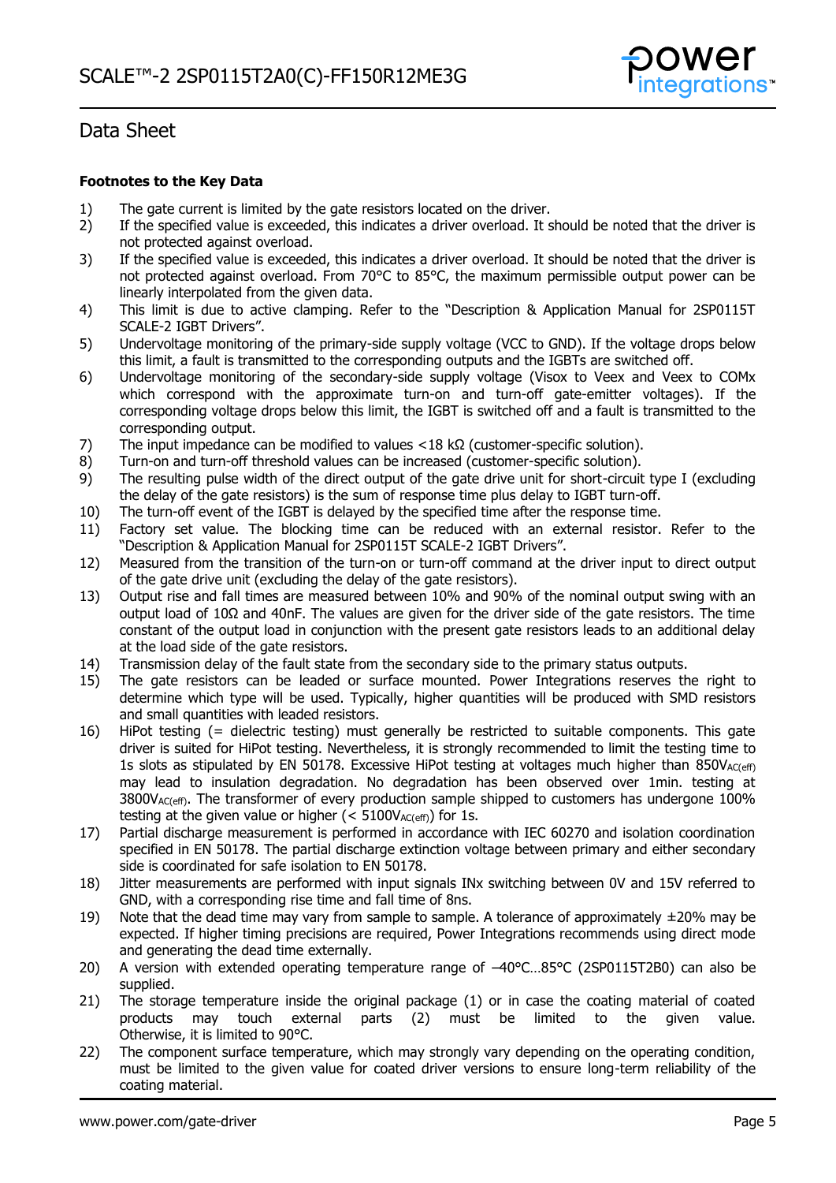## Data Sheet

**Footnotes to the Key Data**

1) The gate current is limited by the gate resistors located on the driver.
2) If the specified value is exceeded, this indicates a driver overload. It should be noted that the driver is not protected against overload.
3) If the specified value is exceeded, this indicates a driver overload. It should be noted that the driver is not protected against overload. From 70°C to 85°C, the maximum permissible output power can be linearly interpolated from the given data.
4) This limit is due to active clamping. Refer to the "Description & Application Manual for 2SP0115T SCALE-2 IGBT Drivers".
5) Undervoltage monitoring of the primary-side supply voltage (VCC to GND). If the voltage drops below this limit, a fault is transmitted to the corresponding outputs and the IGBTs are switched off.
6) Undervoltage monitoring of the secondary-side supply voltage (Visox to Veex and Veex to COMx which correspond with the approximate turn-on and turn-off gate-emitter voltages). If the corresponding voltage drops below this limit, the IGBT is switched off and a fault is transmitted to the corresponding output.
7) The input impedance can be modified to values <18 kΩ (customer-specific solution).
8) Turn-on and turn-off threshold values can be increased (customer-specific solution).
9) The resulting pulse width of the direct output of the gate drive unit for short-circuit type I (excluding the delay of the gate resistors) is the sum of response time plus delay to IGBT turn-off.
10) The turn-off event of the IGBT is delayed by the specified time after the response time.
11) Factory set value. The blocking time can be reduced with an external resistor. Refer to the "Description & Application Manual for 2SP0115T SCALE-2 IGBT Drivers".
12) Measured from the transition of the turn-on or turn-off command at the driver input to direct output of the gate drive unit (excluding the delay of the gate resistors).
13) Output rise and fall times are measured between 10% and 90% of the nominal output swing with an output load of 10Ω and 40nF. The values are given for the driver side of the gate resistors. The time constant of the output load in conjunction with the present gate resistors leads to an additional delay at the load side of the gate resistors.
14) Transmission delay of the fault state from the secondary side to the primary status outputs.
15) The gate resistors can be leaded or surface mounted. Power Integrations reserves the right to determine which type will be used. Typically, higher quantities will be produced with SMD resistors and small quantities with leaded resistors.
16) HiPot testing (= dielectric testing) must generally be restricted to suitable components. This gate driver is suited for HiPot testing. Nevertheless, it is strongly recommended to limit the testing time to 1s slots as stipulated by EN 50178. Excessive HiPot testing at voltages much higher than $850V_{AC(eff)}$ may lead to insulation degradation. No degradation has been observed over 1min. testing at $3800V_{AC(eff)}$. The transformer of every production sample shipped to customers has undergone 100% testing at the given value or higher (< $5100V_{AC(eff)}$) for 1s.
17) Partial discharge measurement is performed in accordance with IEC 60270 and isolation coordination specified in EN 50178. The partial discharge extinction voltage between primary and either secondary side is coordinated for safe isolation to EN 50178.
18) Jitter measurements are performed with input signals INx switching between 0V and 15V referred to GND, with a corresponding rise time and fall time of 8ns.
19) Note that the dead time may vary from sample to sample. A tolerance of approximately ±20% may be expected. If higher timing precisions are required, Power Integrations recommends using direct mode and generating the dead time externally.
20) A version with extended operating temperature range of –40°C…85°C (2SP0115T2B0) can also be supplied.
21) The storage temperature inside the original package (1) or in case the coating material of coated products may touch external parts (2) must be limited to the given value. Otherwise, it is limited to 90°C.
22) The component surface temperature, which may strongly vary depending on the operating condition, must be limited to the given value for coated driver versions to ensure long-term reliability of the coating material.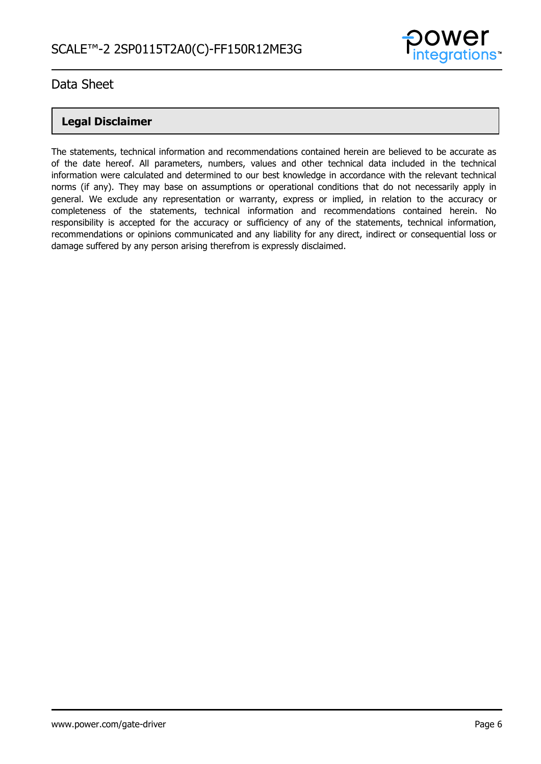## Legal Disclaimer

The statements, technical information and recommendations contained herein are believed to be accurate as of the date hereof. All parameters, numbers, values and other technical data included in the technical information were calculated and determined to our best knowledge in accordance with the relevant technical norms (if any). They may base on assumptions or operational conditions that do not necessarily apply in general. We exclude any representation or warranty, express or implied, in relation to the accuracy or completeness of the statements, technical information and recommendations contained herein. No responsibility is accepted for the accuracy or sufficiency of any of the statements, technical information, recommendations or opinions communicated and any liability for any direct, indirect or consequential loss or damage suffered by any person arising therefrom is expressly disclaimed.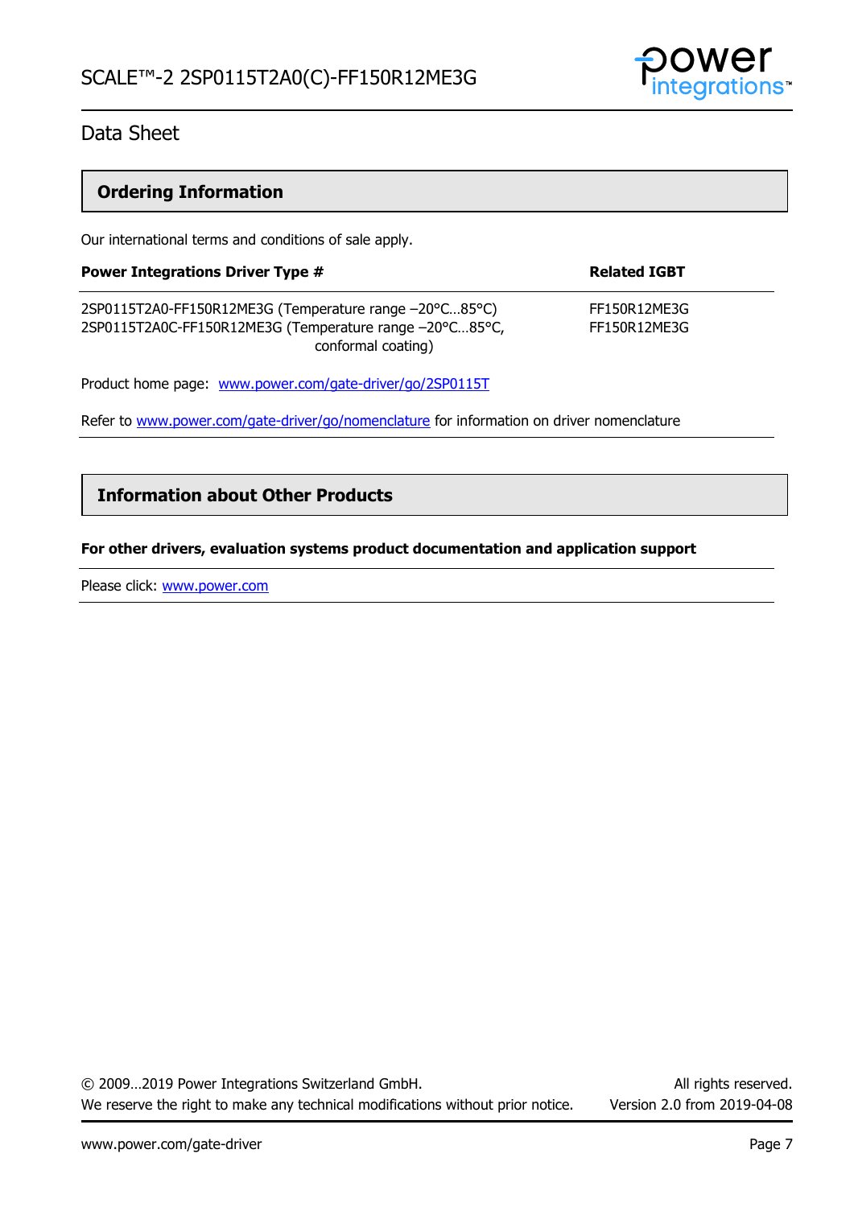## Ordering Information

Our international terms and conditions of sale apply.

| Power Integrations Driver Type # | Related IGBT |
| --- | --- |
| 2SP0115T2A0-FF150R12ME3G (Temperature range −20°C…85°C) | FF150R12ME3G |
| 2SP0115T2A0C-FF150R12ME3G (Temperature range −20°C…85°C, conformal coating) | FF150R12ME3G |

Product home page: www.power.com/gate-driver/go/2SP0115T

Refer to www.power.com/gate-driver/go/nomenclature for information on driver nomenclature

## Information about Other Products

**For other drivers, evaluation systems product documentation and application support**

Please click: www.power.com

© 2009…2019 Power Integrations Switzerland GmbH. All rights reserved.
We reserve the right to make any technical modifications without prior notice. Version 2.0 from 2019-04-08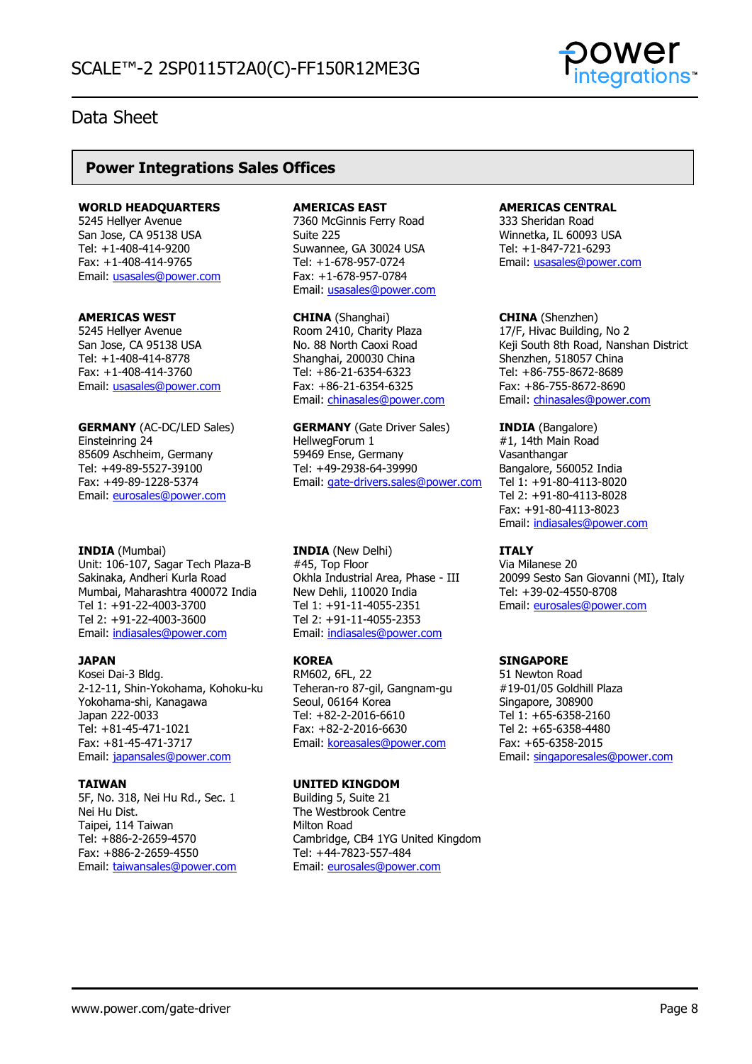## Power Integrations Sales Offices

**WORLD HEADQUARTERS**
5245 Hellyer Avenue
San Jose, CA 95138 USA
Tel: +1-408-414-9200
Fax: +1-408-414-9765
Email: usasales@power.com

**AMERICAS EAST**
7360 McGinnis Ferry Road
Suite 225
Suwannee, GA 30024 USA
Tel: +1-678-957-0724
Fax: +1-678-957-0784
Email: usasales@power.com

**AMERICAS CENTRAL**
333 Sheridan Road
Winnetka, IL 60093 USA
Tel: +1-847-721-6293
Email: usasales@power.com

**AMERICAS WEST**
5245 Hellyer Avenue
San Jose, CA 95138 USA
Tel: +1-408-414-8778
Fax: +1-408-414-3760
Email: usasales@power.com

**CHINA** (Shanghai)
Room 2410, Charity Plaza
No. 88 North Caoxi Road
Shanghai, 200030 China
Tel: +86-21-6354-6323
Fax: +86-21-6354-6325
Email: chinasales@power.com

**CHINA** (Shenzhen)
17/F, Hivac Building, No 2
Keji South 8th Road, Nanshan District
Shenzhen, 518057 China
Tel: +86-755-8672-8689
Fax: +86-755-8672-8690
Email: chinasales@power.com

**GERMANY** (AC-DC/LED Sales)
Einsteinring 24
85609 Aschheim, Germany
Tel: +49-89-5527-39100
Fax: +49-89-1228-5374
Email: eurosales@power.com

**GERMANY** (Gate Driver Sales)
HellwegForum 1
59469 Ense, Germany
Tel: +49-2938-64-39990
Email: gate-drivers.sales@power.com

**INDIA** (Bangalore)
#1, 14th Main Road
Vasanthangar
Bangalore, 560052 India
Tel 1: +91-80-4113-8020
Tel 2: +91-80-4113-8028
Fax: +91-80-4113-8023
Email: indiasales@power.com

**INDIA** (Mumbai)
Unit: 106-107, Sagar Tech Plaza-B
Sakinaka, Andheri Kurla Road
Mumbai, Maharashtra 400072 India
Tel 1: +91-22-4003-3700
Tel 2: +91-22-4003-3600
Email: indiasales@power.com

**INDIA** (New Delhi)
#45, Top Floor
Okhla Industrial Area, Phase - III
New Dehli, 110020 India
Tel 1: +91-11-4055-2351
Tel 2: +91-11-4055-2353
Email: indiasales@power.com

**ITALY**
Via Milanese 20
20099 Sesto San Giovanni (MI), Italy
Tel: +39-02-4550-8708
Email: eurosales@power.com

**JAPAN**
Kosei Dai-3 Bldg.
2-12-11, Shin-Yokohama, Kohoku-ku
Yokohama-shi, Kanagawa
Japan 222-0033
Tel: +81-45-471-1021
Fax: +81-45-471-3717
Email: japansales@power.com

**KOREA**
RM602, 6FL, 22
Teheran-ro 87-gil, Gangnam-gu
Seoul, 06164 Korea
Tel: +82-2-2016-6610
Fax: +82-2-2016-6630
Email: koreasales@power.com

**SINGAPORE**
51 Newton Road
#19-01/05 Goldhill Plaza
Singapore, 308900
Tel 1: +65-6358-2160
Tel 2: +65-6358-4480
Fax: +65-6358-2015
Email: singaporesales@power.com

**TAIWAN**
5F, No. 318, Nei Hu Rd., Sec. 1
Nei Hu Dist.
Taipei, 114 Taiwan
Tel: +886-2-2659-4570
Fax: +886-2-2659-4550
Email: taiwansales@power.com

**UNITED KINGDOM**
Building 5, Suite 21
The Westbrook Centre
Milton Road
Cambridge, CB4 1YG United Kingdom
Tel: +44-7823-557-484
Email: eurosales@power.com